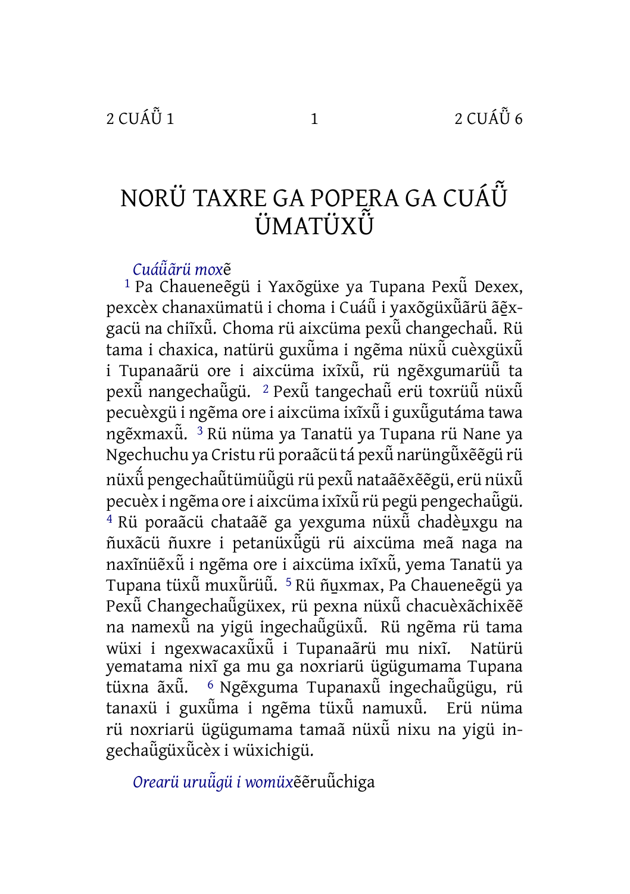# NORÜ TAXRE GA POPERA GA CUÁŨ̃ ÜMATÜXŨ̃

*Cuáũ̃ärü moxẽ*

[1] Pa Chaueneẽgü i Yaxõgüxe ya Tupana Pexũ̃ Dexex, pexcèx chanaxümatü i choma i Cuáũ̃ i yaxõgüxũ̃ärü ãe̱xgacü na chiĩxũ̃. Choma rü aixcüma pexũ̃ changechaũ̃. Rü tama i chaxica, natürü guxũ̃ma i ngẽma nüxũ̃ cuèxgüxũ̃ i Tupanaãrü ore i aixcüma ixĩxũ̃, rü ngẽxgumarüũ̃ ta pexũ̃ nangechaũ̃gü. [2] Pexũ̃ tangechaũ̃ erü toxrüũ̃ nüxũ̃ pecuèxgü i ngẽma ore i aixcüma ixĩxũ̃ i guxũ̃gutáma tawa ngẽxmaxũ̃. [3] Rü nüma ya Tanatü ya Tupana rü Nane ya Ngechuchu ya Cristu rü poraãcü tá pexũ̃ narüngũ̃xẽẽgü rü nüxũ̃ pengechaũ̃tümüũ̃gü rü pexũ̃ nataãẽxẽẽgü, erü nüxũ̃ pecuèx i ngẽma ore i aixcüma ixĩxũ̃ rü pegü pengechaũ̃gü. [4] Rü poraãcü chataãẽ ga yexguma nüxũ̃ chadèu̱xgu na ñuxãcü ñuxre i petanüxũ̃gü rü aixcüma meã naga na naxĩnüẽxũ̃ i ngẽma ore i aixcüma ixĩxũ̃, yema Tanatü ya Tupana tüxũ̃ muxũ̃rüũ̃. [5] Rü ñu̱xmax, Pa Chaueneẽgü ya Pexũ̃ Changechaũ̃güxex, rü pexna nüxũ̃ chacuèxãchixẽẽ na namexũ̃ na yigü ingechaũ̃güxũ̃. Rü ngẽma rü tama wüxi i ngexwacaxũ̃xũ̃ i Tupanaãrü mu nixĩ. Natürü yematama nixĩ ga mu ga noxriarü ügügumama Tupana tüxna ãxũ̃. [6] Ngẽxguma Tupanaxũ̃ ingechaũ̃gügu, rü tanaxü i guxũ̃ma i ngẽma tüxũ̃ namuxũ̃. Erü nüma rü noxriarü ügügumama tamaã nüxũ̃ nixu na yigü ingechaũ̃güxũ̃cèx i wüxichigü.

*Orearü uruũ̃gü i womüx*ẽẽruũ̃chiga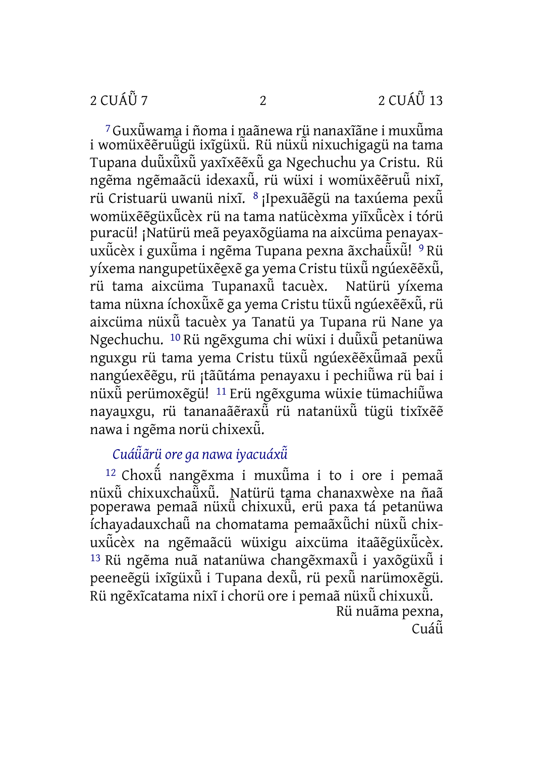[7] Guxü̃wama i ñoma i naãnewa rü nanaxĩãne i muxü̃ma i womüxẽẽruü̃gü ixĩgüxü̃. Rü nüxü̃ nixuchigagü na tama Tupana duü̃xü̃xü̃ yaxĩxẽẽxü̃ ga Ngechuchu ya Cristu. Rü ngẽma ngẽmaãcü idexaxü̃, rü wüxi i womüxẽẽruü̃ nixĩ, rü Cristuarü uwanü nixĩ. [8] ¡Ipexuãẽgü na taxúema pexü̃ womüxẽẽgüxü̃cèx rü na tama natücèxma yiĩxü̃cèx i tórü puracü! ¡Natürü meã peyaxõgüama na aixcüma penayaxuxü̃cèx i guxü̃ma i ngẽma Tupana pexna ãxchaü̃xü̃! [9] Rü yíxema nangupetüxẽẽxẽ ga yema Cristu tüxü̃ ngúexẽẽxü̃, rü tama aixcüma Tupanaxü̃ tacuèx. Natürü yíxema tama nüxna íchoxü̃xẽ ga yema Cristu tüxü̃ ngúexẽẽxü̃, rü aixcüma nüxü̃ tacuèx ya Tanatü ya Tupana rü Nane ya Ngechuchu. [10] Rü ngẽxguma chi wüxi i duü̃xü̃ petanüwa nguxgu rü tama yema Cristu tüxü̃ ngúexẽẽxü̃maã pexü̃ nangúexẽẽgu, rü ¡tãũtáma penayaxu i pechiü̃wa rü bai i nüxü̃ perümoxẽgü! [11] Erü ngẽxguma wüxie tümachiü̃wa nayauxgu, rü tananaãẽraxü̃ rü natanüxü̃ tügü tixĩxẽẽ nawa i ngẽma norü chixexü̃.

*Cuáü̃ãrü ore ga nawa iyacuáxü̃*

[12] Choxü̃ nangẽxma i muxü̃ma i to i ore i pemaã nüxü̃ chixuxchaü̃xü̃. Natürü tama chanaxwèxe na ñaã poperawa pemaã nüxü̃ chixuxü̃, erü paxa tá petanüwa íchayadauxchaü̃ na chomatama pemaãxü̃chi nüxü̃ chixuxü̃cèx na ngẽmaãcü wüxigu aixcüma itaãẽgüxü̃cèx. [13] Rü ngẽma nuã natanüwa changẽxmaxü̃ i yaxõgüxü̃ i peeneẽgü ixĩgüxü̃ i Tupana dexü̃, rü pexü̃ narümoxẽgü. Rü ngẽxĩcatama nixĩ i chorü ore i pemaã nüxü̃ chixuxü̃.

Rü nuãma pexna,
Cuáü̃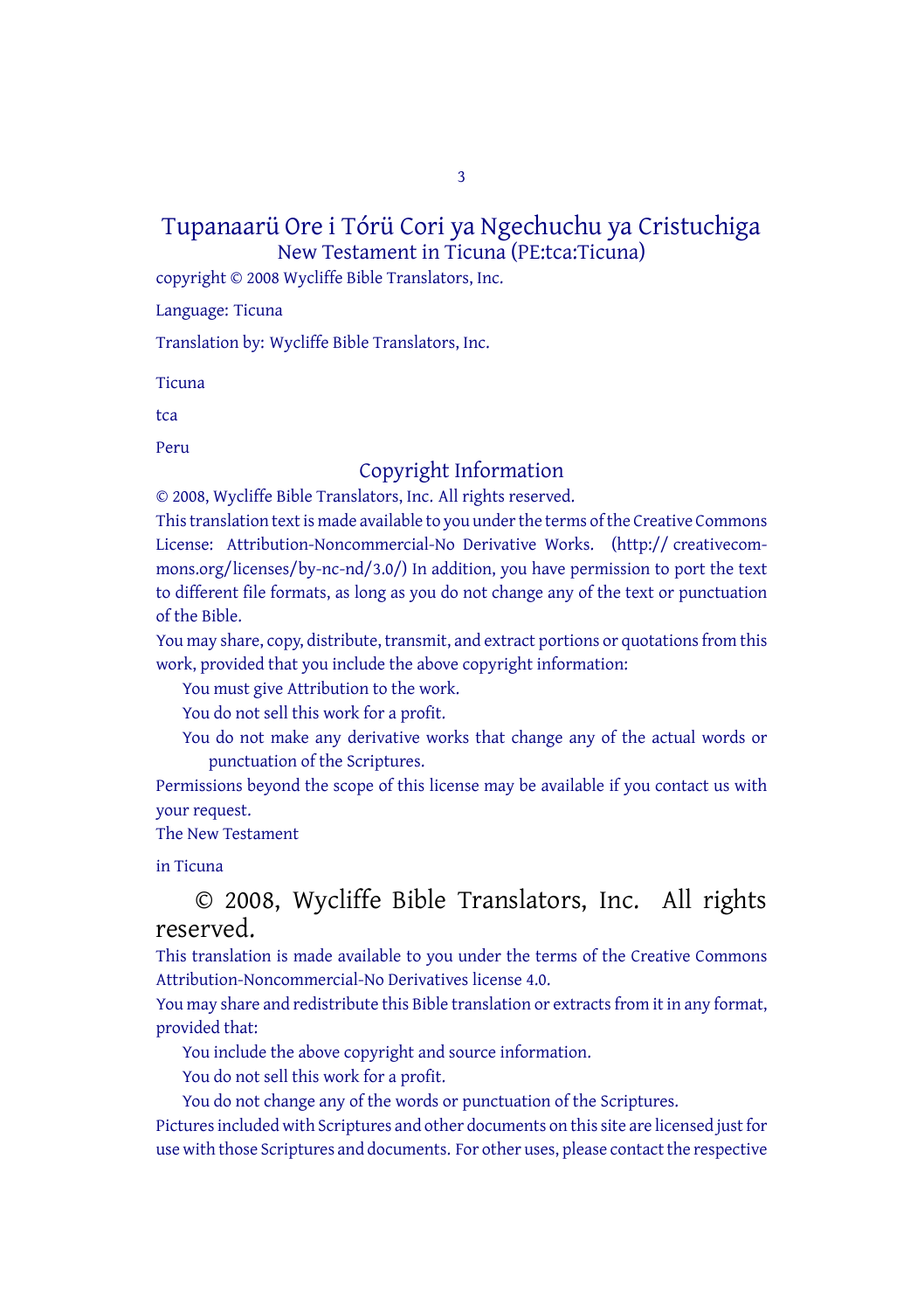# Tupanaarü Ore i Tórü Cori ya Ngechuchu ya Cristuchiga

New Testament in Ticuna (PE:tca:Ticuna)

copyright © 2008 Wycliffe Bible Translators, Inc.

Language: Ticuna

Translation by: Wycliffe Bible Translators, Inc.

Ticuna

tca

Peru

## Copyright Information

© 2008, Wycliffe Bible Translators, Inc. All rights reserved.

This translation text is made available to you under the terms of the Creative Commons License: Attribution-Noncommercial-No Derivative Works. (http:// creativecommons.org/licenses/by-nc-nd/3.0/) In addition, you have permission to port the text to different file formats, as long as you do not change any of the text or punctuation of the Bible.

You may share, copy, distribute, transmit, and extract portions or quotations from this work, provided that you include the above copyright information:

You must give Attribution to the work.

You do not sell this work for a profit.

You do not make any derivative works that change any of the actual words or punctuation of the Scriptures.

Permissions beyond the scope of this license may be available if you contact us with your request.

The New Testament

in Ticuna

© 2008, Wycliffe Bible Translators, Inc. All rights reserved.

This translation is made available to you under the terms of the Creative Commons Attribution-Noncommercial-No Derivatives license 4.0.

You may share and redistribute this Bible translation or extracts from it in any format, provided that:

You include the above copyright and source information.

You do not sell this work for a profit.

You do not change any of the words or punctuation of the Scriptures.

Pictures included with Scriptures and other documents on this site are licensed just for use with those Scriptures and documents. For other uses, please contact the respective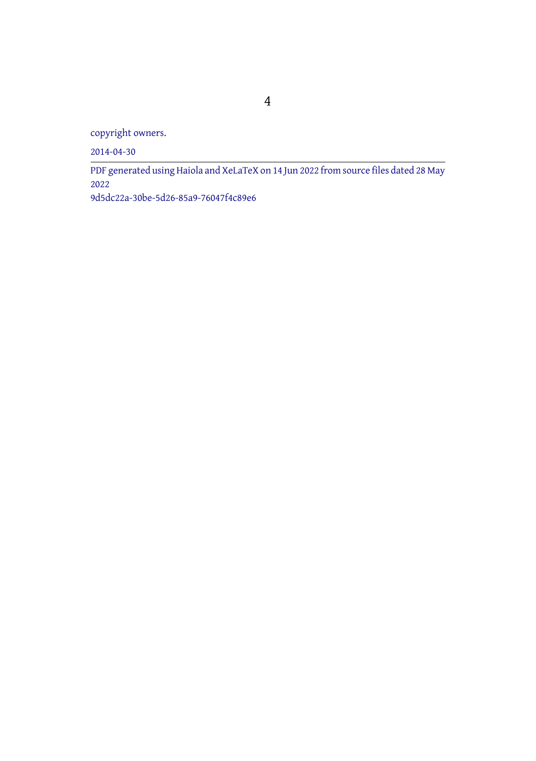copyright owners.

2014-04-30

---

PDF generated using Haiola and XeLaTeX on 14 Jun 2022 from source files dated 28 May 2022
9d5dc22a-30be-5d26-85a9-76047f4c89e6